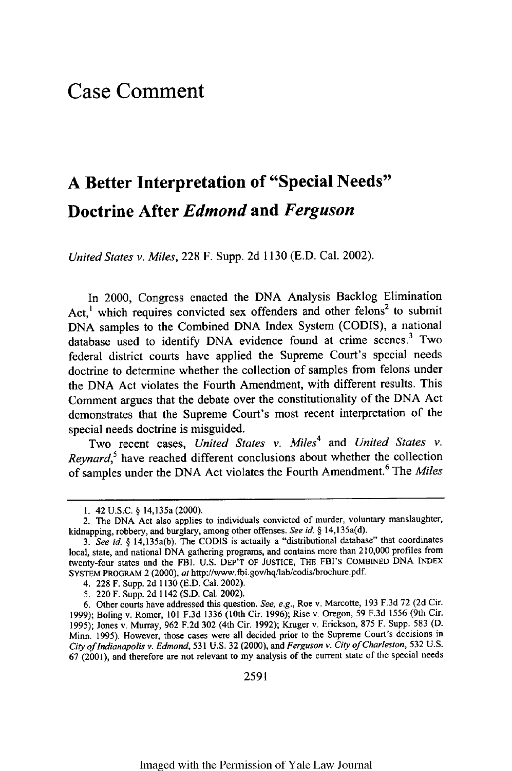# Case Comment

## A Better Interpretation of "Special Needs" Doctrine After *Edmond* and *Ferguson*

*United States v. Miles*, 228 F. Supp. 2d 1130 (E.D. Cal. 2002).

In 2000, Congress enacted the DNA Analysis Backlog Elimination Act,[1] which requires convicted sex offenders and other felons[2] to submit DNA samples to the Combined DNA Index System (CODIS), a national database used to identify DNA evidence found at crime scenes.[3] Two federal district courts have applied the Supreme Court's special needs doctrine to determine whether the collection of samples from felons under the DNA Act violates the Fourth Amendment, with different results. This Comment argues that the debate over the constitutionality of the DNA Act demonstrates that the Supreme Court's most recent interpretation of the special needs doctrine is misguided.

Two recent cases, *United States v. Miles*[4] and *United States v. Reynard*,[5] have reached different conclusions about whether the collection of samples under the DNA Act violates the Fourth Amendment.[6] The *Miles*

---

1. 42 U.S.C. § 14,135a (2000).

2. The DNA Act also applies to individuals convicted of murder, voluntary manslaughter, kidnapping, robbery, and burglary, among other offenses. *See id.* § 14,135a(d).

3. *See id.* § 14,135a(b). The CODIS is actually a "distributional database" that coordinates local, state, and national DNA gathering programs, and contains more than 210,000 profiles from twenty-four states and the FBI. U.S. DEP'T OF JUSTICE, THE FBI'S COMBINED DNA INDEX SYSTEM PROGRAM 2 (2000), *at* http://www.fbi.gov/hq/lab/codis/brochure.pdf.

4. 228 F. Supp. 2d 1130 (E.D. Cal. 2002).

5. 220 F. Supp. 2d 1142 (S.D. Cal. 2002).

6. Other courts have addressed this question. *See, e.g.*, Roe v. Marcotte, 193 F.3d 72 (2d Cir. 1999); Boling v. Romer, 101 F.3d 1336 (10th Cir. 1996); Rise v. Oregon, 59 F.3d 1556 (9th Cir. 1995); Jones v. Murray, 962 F.2d 302 (4th Cir. 1992); Kruger v. Erickson, 875 F. Supp. 583 (D. Minn. 1995). However, those cases were all decided prior to the Supreme Court's decisions in *City of Indianapolis v. Edmond*, 531 U.S. 32 (2000), and *Ferguson v. City of Charleston*, 532 U.S. 67 (2001), and therefore are not relevant to my analysis of the current state of the special needs

Imaged with the Permission of Yale Law Journal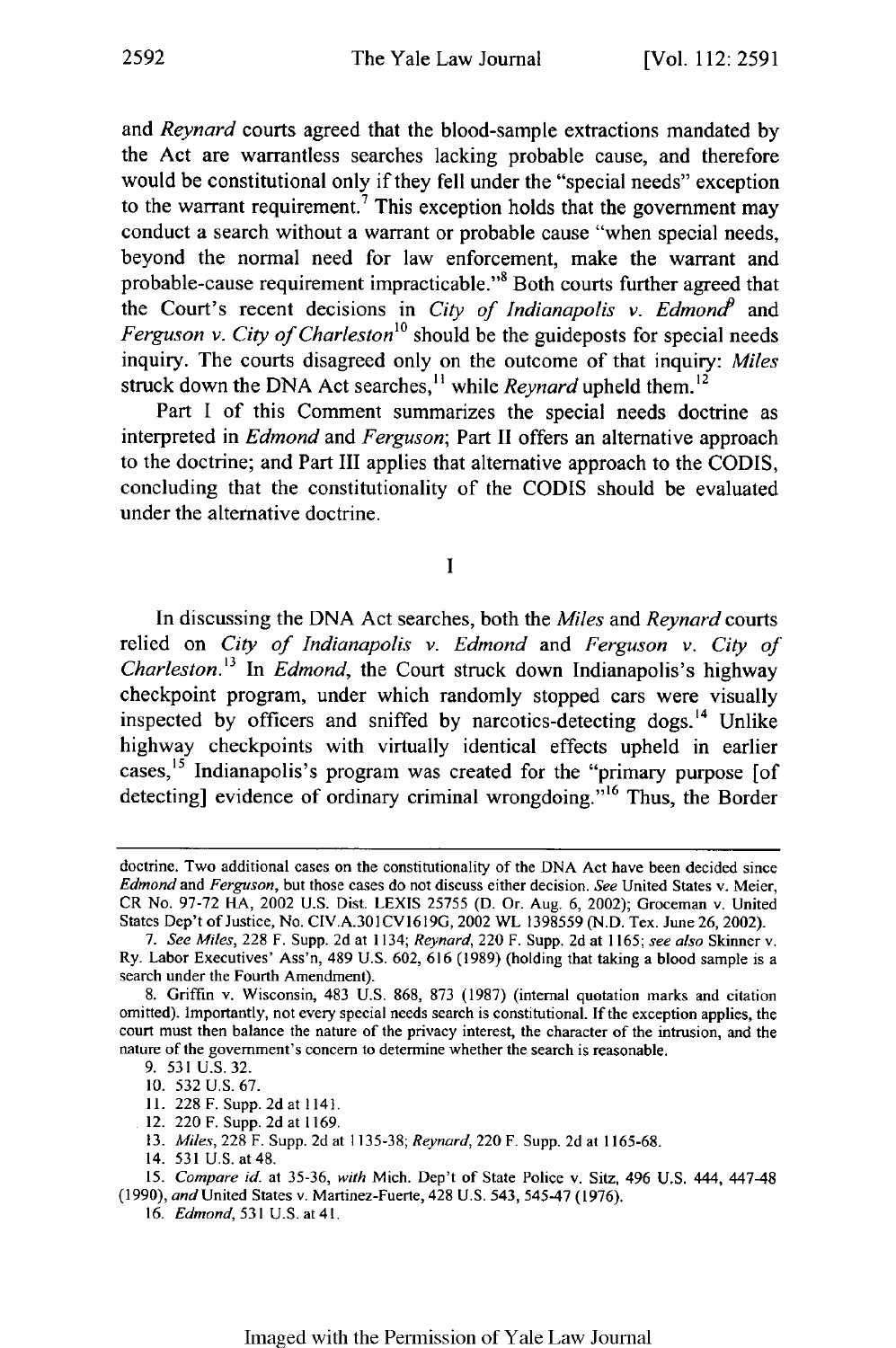and *Reynard* courts agreed that the blood-sample extractions mandated by the Act are warrantless searches lacking probable cause, and therefore would be constitutional only if they fell under the "special needs" exception to the warrant requirement.[7] This exception holds that the government may conduct a search without a warrant or probable cause "when special needs, beyond the normal need for law enforcement, make the warrant and probable-cause requirement impracticable."[8] Both courts further agreed that the Court's recent decisions in *City of Indianapolis v. Edmond*[9] and *Ferguson v. City of Charleston*[10] should be the guideposts for special needs inquiry. The courts disagreed only on the outcome of that inquiry: *Miles* struck down the DNA Act searches,[11] while *Reynard* upheld them.[12]

Part I of this Comment summarizes the special needs doctrine as interpreted in *Edmond* and *Ferguson*; Part II offers an alternative approach to the doctrine; and Part III applies that alternative approach to the CODIS, concluding that the constitutionality of the CODIS should be evaluated under the alternative doctrine.

# I

In discussing the DNA Act searches, both the *Miles* and *Reynard* courts relied on *City of Indianapolis v. Edmond* and *Ferguson v. City of Charleston*.[13] In *Edmond*, the Court struck down Indianapolis's highway checkpoint program, under which randomly stopped cars were visually inspected by officers and sniffed by narcotics-detecting dogs.[14] Unlike highway checkpoints with virtually identical effects upheld in earlier cases,[15] Indianapolis's program was created for the "primary purpose [of detecting] evidence of ordinary criminal wrongdoing."[16] Thus, the Border

---

doctrine. Two additional cases on the constitutionality of the DNA Act have been decided since *Edmond* and *Ferguson*, but those cases do not discuss either decision. *See* United States v. Meier, CR No. 97-72 HA, 2002 U.S. Dist. LEXIS 25755 (D. Or. Aug. 6, 2002); Groceman v. United States Dep't of Justice, No. CIV.A.301CV1619G, 2002 WL 1398559 (N.D. Tex. June 26, 2002).

7. *See Miles*, 228 F. Supp. 2d at 1134; *Reynard*, 220 F. Supp. 2d at 1165; *see also* Skinner v. Ry. Labor Executives' Ass'n, 489 U.S. 602, 616 (1989) (holding that taking a blood sample is a search under the Fourth Amendment).

8. Griffin v. Wisconsin, 483 U.S. 868, 873 (1987) (internal quotation marks and citation omitted). Importantly, not every special needs search is constitutional. If the exception applies, the court must then balance the nature of the privacy interest, the character of the intrusion, and the nature of the government's concern to determine whether the search is reasonable.

9. 531 U.S. 32.

10. 532 U.S. 67.

11. 228 F. Supp. 2d at 1141.

12. 220 F. Supp. 2d at 1169.

13. *Miles*, 228 F. Supp. 2d at 1135-38; *Reynard*, 220 F. Supp. 2d at 1165-68.

14. 531 U.S. at 48.

15. *Compare id.* at 35-36, *with* Mich. Dep't of State Police v. Sitz, 496 U.S. 444, 447-48 (1990), *and* United States v. Martinez-Fuerte, 428 U.S. 543, 545-47 (1976).

16. *Edmond*, 531 U.S. at 41.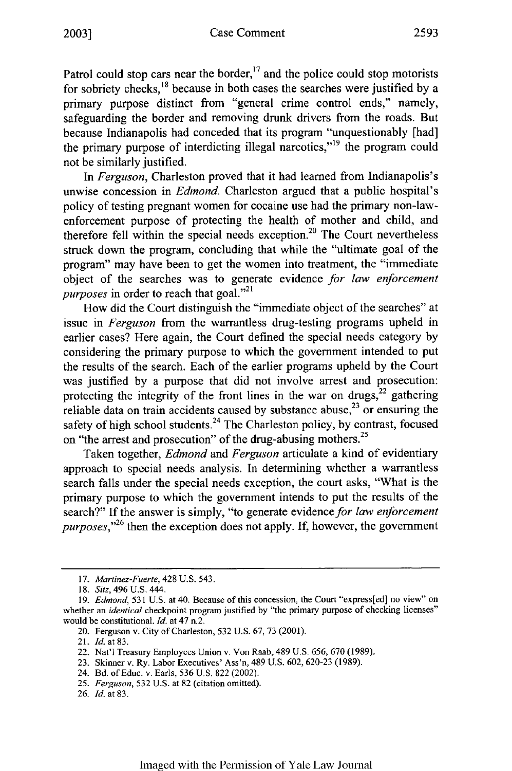Patrol could stop cars near the border,[17] and the police could stop motorists for sobriety checks,[18] because in both cases the searches were justified by a primary purpose distinct from "general crime control ends," namely, safeguarding the border and removing drunk drivers from the roads. But because Indianapolis had conceded that its program "unquestionably [had] the primary purpose of interdicting illegal narcotics,"[19] the program could not be similarly justified.

In *Ferguson*, Charleston proved that it had learned from Indianapolis's unwise concession in *Edmond*. Charleston argued that a public hospital's policy of testing pregnant women for cocaine use had the primary non-law-enforcement purpose of protecting the health of mother and child, and therefore fell within the special needs exception.[20] The Court nevertheless struck down the program, concluding that while the "ultimate goal of the program" may have been to get the women into treatment, the "immediate object of the searches was to generate evidence *for law enforcement purposes* in order to reach that goal."[21]

How did the Court distinguish the "immediate object of the searches" at issue in *Ferguson* from the warrantless drug-testing programs upheld in earlier cases? Here again, the Court defined the special needs category by considering the primary purpose to which the government intended to put the results of the search. Each of the earlier programs upheld by the Court was justified by a purpose that did not involve arrest and prosecution: protecting the integrity of the front lines in the war on drugs,[22] gathering reliable data on train accidents caused by substance abuse,[23] or ensuring the safety of high school students.[24] The Charleston policy, by contrast, focused on "the arrest and prosecution" of the drug-abusing mothers.[25]

Taken together, *Edmond* and *Ferguson* articulate a kind of evidentiary approach to special needs analysis. In determining whether a warrantless search falls under the special needs exception, the court asks, "What is the primary purpose to which the government intends to put the results of the search?" If the answer is simply, "to generate evidence *for law enforcement purposes*,"[26] then the exception does not apply. If, however, the government

---

17. *Martinez-Fuerte*, 428 U.S. 543.

18. *Sitz*, 496 U.S. 444.

19. *Edmond*, 531 U.S. at 40. Because of this concession, the Court "express[ed] no view" on whether an *identical* checkpoint program justified by "the primary purpose of checking licenses" would be constitutional. *Id.* at 47 n.2.

20. Ferguson v. City of Charleston, 532 U.S. 67, 73 (2001).

21. *Id.* at 83.

22. Nat'l Treasury Employees Union v. Von Raab, 489 U.S. 656, 670 (1989).

23. Skinner v. Ry. Labor Executives' Ass'n, 489 U.S. 602, 620-23 (1989).

24. Bd. of Educ. v. Earls, 536 U.S. 822 (2002).

25. *Ferguson*, 532 U.S. at 82 (citation omitted).

26. *Id.* at 83.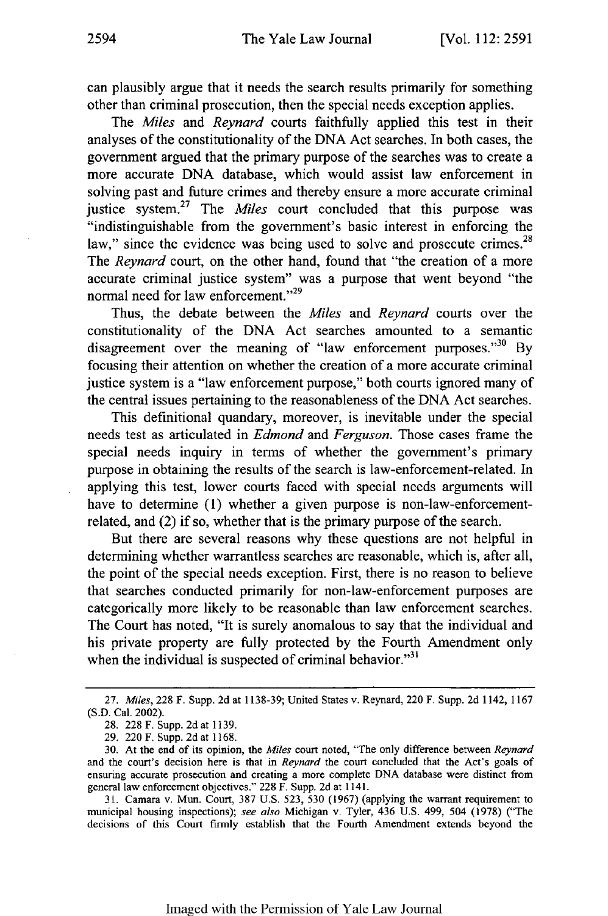can plausibly argue that it needs the search results primarily for something other than criminal prosecution, then the special needs exception applies.

The *Miles* and *Reynard* courts faithfully applied this test in their analyses of the constitutionality of the DNA Act searches. In both cases, the government argued that the primary purpose of the searches was to create a more accurate DNA database, which would assist law enforcement in solving past and future crimes and thereby ensure a more accurate criminal justice system.[27] The *Miles* court concluded that this purpose was "indistinguishable from the government's basic interest in enforcing the law," since the evidence was being used to solve and prosecute crimes.[28] The *Reynard* court, on the other hand, found that "the creation of a more accurate criminal justice system" was a purpose that went beyond "the normal need for law enforcement."[29]

Thus, the debate between the *Miles* and *Reynard* courts over the constitutionality of the DNA Act searches amounted to a semantic disagreement over the meaning of "law enforcement purposes."[30] By focusing their attention on whether the creation of a more accurate criminal justice system is a "law enforcement purpose," both courts ignored many of the central issues pertaining to the reasonableness of the DNA Act searches.

This definitional quandary, moreover, is inevitable under the special needs test as articulated in *Edmond* and *Ferguson*. Those cases frame the special needs inquiry in terms of whether the government's primary purpose in obtaining the results of the search is law-enforcement-related. In applying this test, lower courts faced with special needs arguments will have to determine (1) whether a given purpose is non-law-enforcement-related, and (2) if so, whether that is the primary purpose of the search.

But there are several reasons why these questions are not helpful in determining whether warrantless searches are reasonable, which is, after all, the point of the special needs exception. First, there is no reason to believe that searches conducted primarily for non-law-enforcement purposes are categorically more likely to be reasonable than law enforcement searches. The Court has noted, "It is surely anomalous to say that the individual and his private property are fully protected by the Fourth Amendment only when the individual is suspected of criminal behavior."[31]

---

27. *Miles*, 228 F. Supp. 2d at 1138-39; United States v. Reynard, 220 F. Supp. 2d 1142, 1167 (S.D. Cal. 2002).

28. 228 F. Supp. 2d at 1139.

29. 220 F. Supp. 2d at 1168.

30. At the end of its opinion, the *Miles* court noted, "The only difference between *Reynard* and the court's decision here is that in *Reynard* the court concluded that the Act's goals of ensuring accurate prosecution and creating a more complete DNA database were distinct from general law enforcement objectives." 228 F. Supp. 2d at 1141.

31. Camara v. Mun. Court, 387 U.S. 523, 530 (1967) (applying the warrant requirement to municipal housing inspections); *see also* Michigan v. Tyler, 436 U.S. 499, 504 (1978) ("The decisions of this Court firmly establish that the Fourth Amendment extends beyond the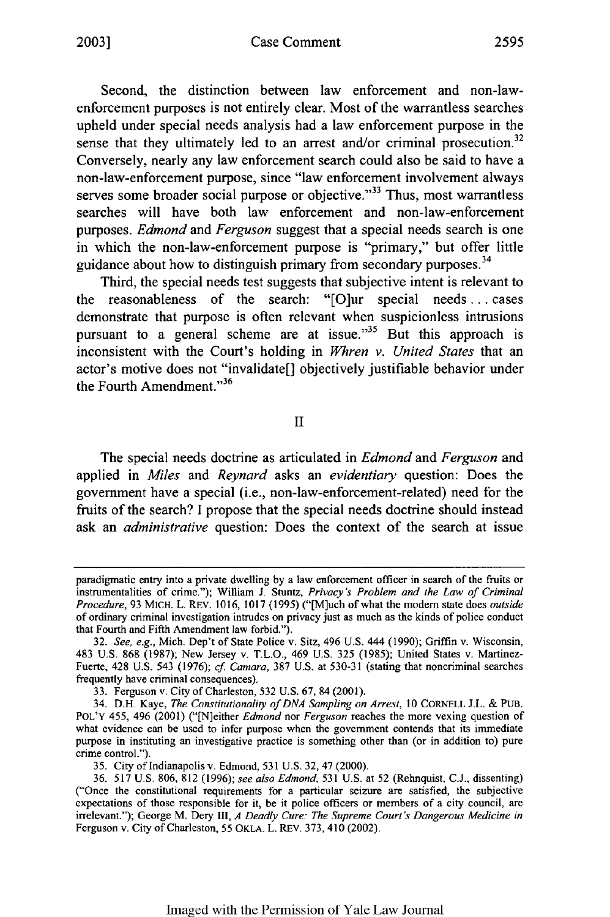Second, the distinction between law enforcement and non-law-enforcement purposes is not entirely clear. Most of the warrantless searches upheld under special needs analysis had a law enforcement purpose in the sense that they ultimately led to an arrest and/or criminal prosecution.[32] Conversely, nearly any law enforcement search could also be said to have a non-law-enforcement purpose, since "law enforcement involvement always serves some broader social purpose or objective."[33] Thus, most warrantless searches will have both law enforcement and non-law-enforcement purposes. *Edmond* and *Ferguson* suggest that a special needs search is one in which the non-law-enforcement purpose is "primary," but offer little guidance about how to distinguish primary from secondary purposes.[34]

Third, the special needs test suggests that subjective intent is relevant to the reasonableness of the search: "[O]ur special needs . . . cases demonstrate that purpose is often relevant when suspicionless intrusions pursuant to a general scheme are at issue."[35] But this approach is inconsistent with the Court's holding in *Whren v. United States* that an actor's motive does not "invalidate[] objectively justifiable behavior under the Fourth Amendment."[36]

## II

The special needs doctrine as articulated in *Edmond* and *Ferguson* and applied in *Miles* and *Reynard* asks an *evidentiary* question: Does the government have a special (i.e., non-law-enforcement-related) need for the fruits of the search? I propose that the special needs doctrine should instead ask an *administrative* question: Does the context of the search at issue

---

paradigmatic entry into a private dwelling by a law enforcement officer in search of the fruits or instrumentalities of crime."); William J. Stuntz, *Privacy's Problem and the Law of Criminal Procedure*, 93 MICH. L. REV. 1016, 1017 (1995) ("[M]uch of what the modern state does *outside* of ordinary criminal investigation intrudes on privacy just as much as the kinds of police conduct that Fourth and Fifth Amendment law forbid.").

32. *See, e.g.*, Mich. Dep't of State Police v. Sitz, 496 U.S. 444 (1990); Griffin v. Wisconsin, 483 U.S. 868 (1987); New Jersey v. T.L.O., 469 U.S. 325 (1985); United States v. Martinez-Fuerte, 428 U.S. 543 (1976); *cf. Camara*, 387 U.S. at 530-31 (stating that noncriminal searches frequently have criminal consequences).

33. Ferguson v. City of Charleston, 532 U.S. 67, 84 (2001).

34. D.H. Kaye, *The Constitutionality of DNA Sampling on Arrest*, 10 CORNELL J.L. & PUB. POL'Y 455, 496 (2001) ("[N]either *Edmond* nor *Ferguson* reaches the more vexing question of what evidence can be used to infer purpose when the government contends that its immediate purpose in instituting an investigative practice is something other than (or in addition to) pure crime control.").

35. City of Indianapolis v. Edmond, 531 U.S. 32, 47 (2000).

36. 517 U.S. 806, 812 (1996); *see also Edmond*, 531 U.S. at 52 (Rehnquist, C.J., dissenting) ("Once the constitutional requirements for a particular seizure are satisfied, the subjective expectations of those responsible for it, be it police officers or members of a city council, are irrelevant."); George M. Dery III, *A Deadly Cure: The Supreme Court's Dangerous Medicine in* Ferguson v. City of Charleston, 55 OKLA. L. REV. 373, 410 (2002).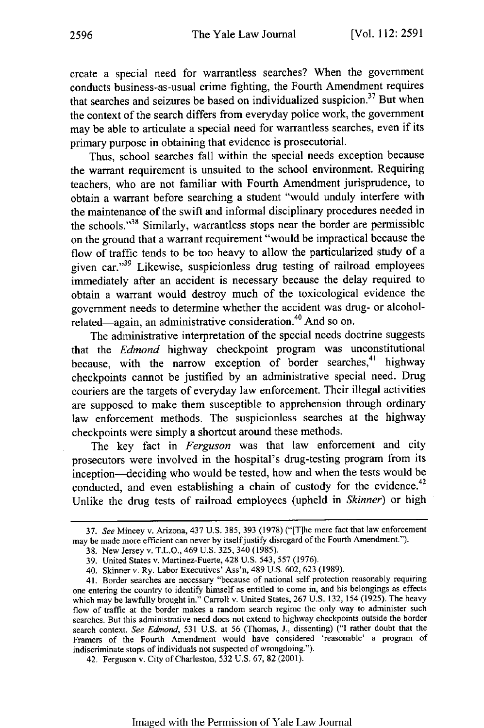create a special need for warrantless searches? When the government conducts business-as-usual crime fighting, the Fourth Amendment requires that searches and seizures be based on individualized suspicion.[37] But when the context of the search differs from everyday police work, the government may be able to articulate a special need for warrantless searches, even if its primary purpose in obtaining that evidence is prosecutorial.

Thus, school searches fall within the special needs exception because the warrant requirement is unsuited to the school environment. Requiring teachers, who are not familiar with Fourth Amendment jurisprudence, to obtain a warrant before searching a student "would unduly interfere with the maintenance of the swift and informal disciplinary procedures needed in the schools."[38] Similarly, warrantless stops near the border are permissible on the ground that a warrant requirement "would be impractical because the flow of traffic tends to be too heavy to allow the particularized study of a given car."[39] Likewise, suspicionless drug testing of railroad employees immediately after an accident is necessary because the delay required to obtain a warrant would destroy much of the toxicological evidence the government needs to determine whether the accident was drug- or alcohol-related—again, an administrative consideration.[40] And so on.

The administrative interpretation of the special needs doctrine suggests that the *Edmond* highway checkpoint program was unconstitutional because, with the narrow exception of border searches,[41] highway checkpoints cannot be justified by an administrative special need. Drug couriers are the targets of everyday law enforcement. Their illegal activities are supposed to make them susceptible to apprehension through ordinary law enforcement methods. The suspicionless searches at the highway checkpoints were simply a shortcut around these methods.

The key fact in *Ferguson* was that law enforcement and city prosecutors were involved in the hospital's drug-testing program from its inception—deciding who would be tested, how and when the tests would be conducted, and even establishing a chain of custody for the evidence.[42] Unlike the drug tests of railroad employees (upheld in *Skinner*) or high

---

37. *See* Mincey v. Arizona, 437 U.S. 385, 393 (1978) ("[T]he mere fact that law enforcement may be made more efficient can never by itself justify disregard of the Fourth Amendment.").

38. New Jersey v. T.L.O., 469 U.S. 325, 340 (1985).

39. United States v. Martinez-Fuerte, 428 U.S. 543, 557 (1976).

40. Skinner v. Ry. Labor Executives' Ass'n, 489 U.S. 602, 623 (1989).

41. Border searches are necessary "because of national self protection reasonably requiring one entering the country to identify himself as entitled to come in, and his belongings as effects which may be lawfully brought in." Carroll v. United States, 267 U.S. 132, 154 (1925). The heavy flow of traffic at the border makes a random search regime the only way to administer such searches. But this administrative need does not extend to highway checkpoints outside the border search context. *See Edmond*, 531 U.S. at 56 (Thomas, J., dissenting) ("I rather doubt that the Framers of the Fourth Amendment would have considered 'reasonable' a program of indiscriminate stops of individuals not suspected of wrongdoing.").

42. Ferguson v. City of Charleston, 532 U.S. 67, 82 (2001).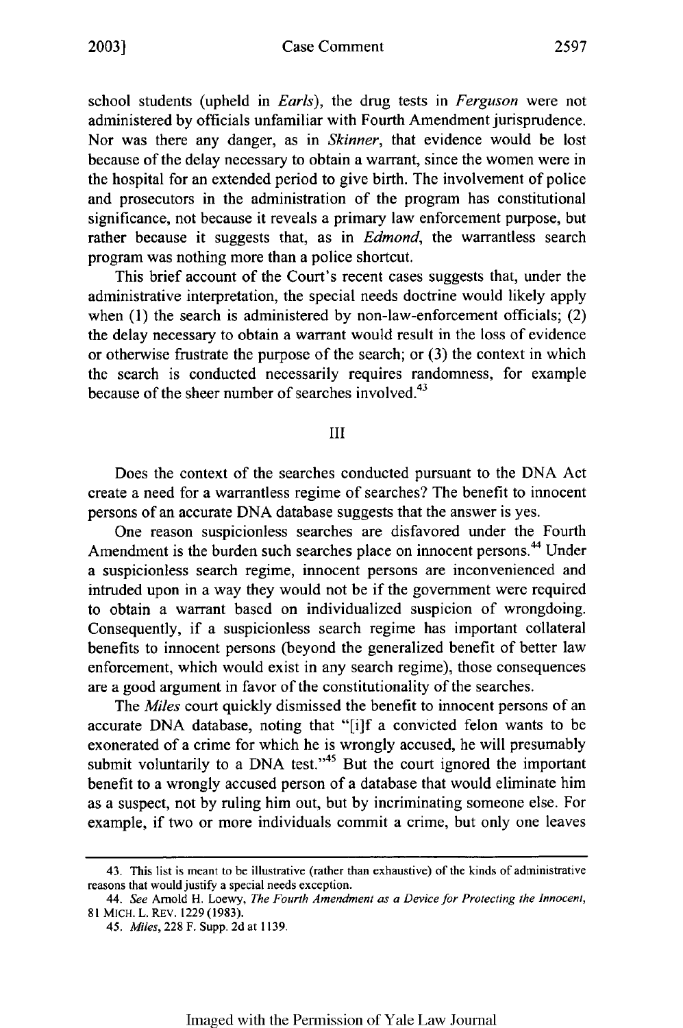school students (upheld in *Earls*), the drug tests in *Ferguson* were not administered by officials unfamiliar with Fourth Amendment jurisprudence. Nor was there any danger, as in *Skinner*, that evidence would be lost because of the delay necessary to obtain a warrant, since the women were in the hospital for an extended period to give birth. The involvement of police and prosecutors in the administration of the program has constitutional significance, not because it reveals a primary law enforcement purpose, but rather because it suggests that, as in *Edmond*, the warrantless search program was nothing more than a police shortcut.

This brief account of the Court's recent cases suggests that, under the administrative interpretation, the special needs doctrine would likely apply when (1) the search is administered by non-law-enforcement officials; (2) the delay necessary to obtain a warrant would result in the loss of evidence or otherwise frustrate the purpose of the search; or (3) the context in which the search is conducted necessarily requires randomness, for example because of the sheer number of searches involved.[43]

## III

Does the context of the searches conducted pursuant to the DNA Act create a need for a warrantless regime of searches? The benefit to innocent persons of an accurate DNA database suggests that the answer is yes.

One reason suspicionless searches are disfavored under the Fourth Amendment is the burden such searches place on innocent persons.[44] Under a suspicionless search regime, innocent persons are inconvenienced and intruded upon in a way they would not be if the government were required to obtain a warrant based on individualized suspicion of wrongdoing. Consequently, if a suspicionless search regime has important collateral benefits to innocent persons (beyond the generalized benefit of better law enforcement, which would exist in any search regime), those consequences are a good argument in favor of the constitutionality of the searches.

The *Miles* court quickly dismissed the benefit to innocent persons of an accurate DNA database, noting that "[i]f a convicted felon wants to be exonerated of a crime for which he is wrongly accused, he will presumably submit voluntarily to a DNA test."[45] But the court ignored the important benefit to a wrongly accused person of a database that would eliminate him as a suspect, not by ruling him out, but by incriminating someone else. For example, if two or more individuals commit a crime, but only one leaves

---

43. This list is meant to be illustrative (rather than exhaustive) of the kinds of administrative reasons that would justify a special needs exception.

44. *See* Arnold H. Loewy, *The Fourth Amendment as a Device for Protecting the Innocent*, 81 MICH. L. REV. 1229 (1983).

45. *Miles*, 228 F. Supp. 2d at 1139.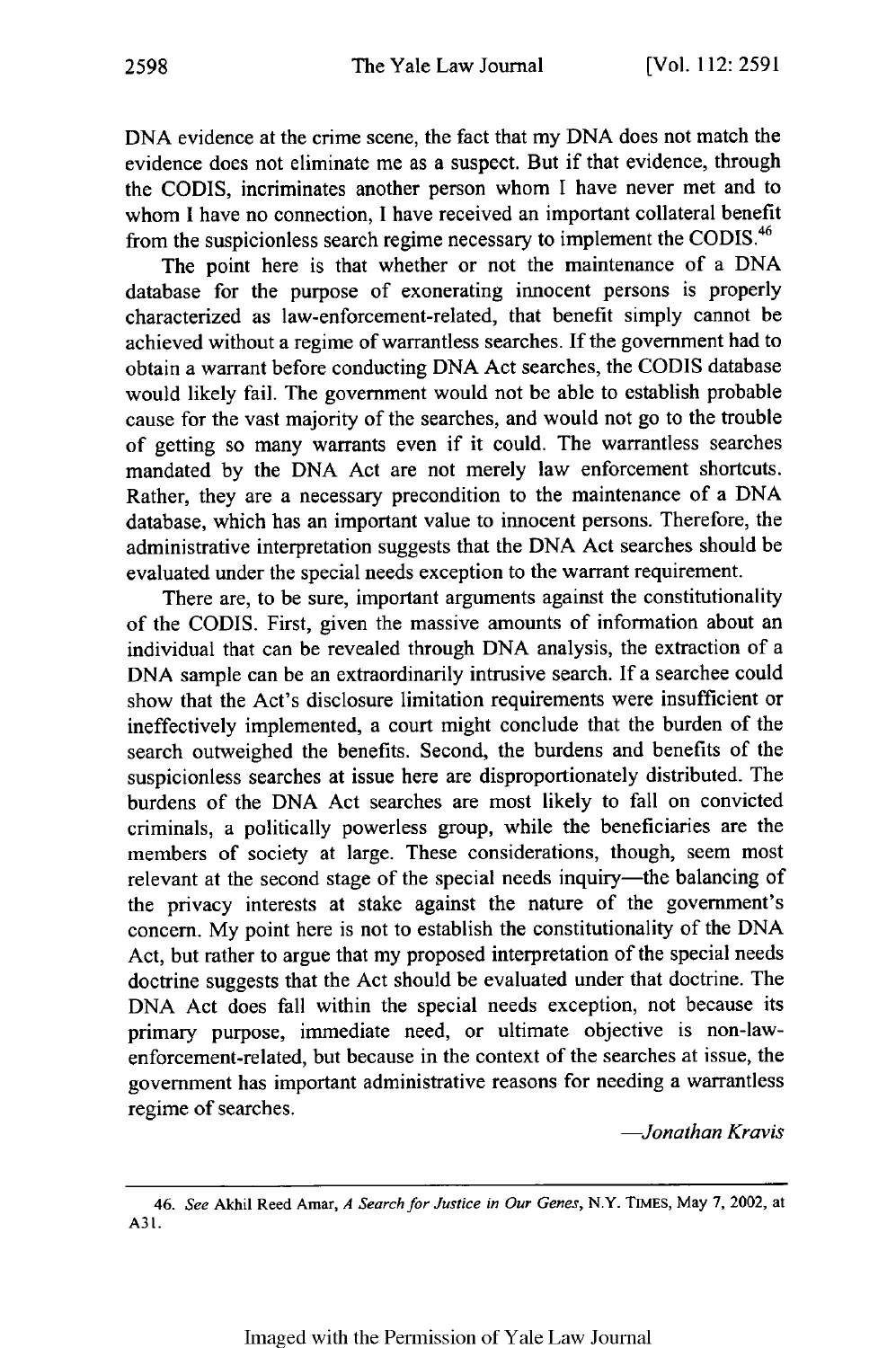DNA evidence at the crime scene, the fact that my DNA does not match the evidence does not eliminate me as a suspect. But if that evidence, through the CODIS, incriminates another person whom I have never met and to whom I have no connection, I have received an important collateral benefit from the suspicionless search regime necessary to implement the CODIS.[46]

The point here is that whether or not the maintenance of a DNA database for the purpose of exonerating innocent persons is properly characterized as law-enforcement-related, that benefit simply cannot be achieved without a regime of warrantless searches. If the government had to obtain a warrant before conducting DNA Act searches, the CODIS database would likely fail. The government would not be able to establish probable cause for the vast majority of the searches, and would not go to the trouble of getting so many warrants even if it could. The warrantless searches mandated by the DNA Act are not merely law enforcement shortcuts. Rather, they are a necessary precondition to the maintenance of a DNA database, which has an important value to innocent persons. Therefore, the administrative interpretation suggests that the DNA Act searches should be evaluated under the special needs exception to the warrant requirement.

There are, to be sure, important arguments against the constitutionality of the CODIS. First, given the massive amounts of information about an individual that can be revealed through DNA analysis, the extraction of a DNA sample can be an extraordinarily intrusive search. If a searchee could show that the Act's disclosure limitation requirements were insufficient or ineffectively implemented, a court might conclude that the burden of the search outweighed the benefits. Second, the burdens and benefits of the suspicionless searches at issue here are disproportionately distributed. The burdens of the DNA Act searches are most likely to fall on convicted criminals, a politically powerless group, while the beneficiaries are the members of society at large. These considerations, though, seem most relevant at the second stage of the special needs inquiry—the balancing of the privacy interests at stake against the nature of the government's concern. My point here is not to establish the constitutionality of the DNA Act, but rather to argue that my proposed interpretation of the special needs doctrine suggests that the Act should be evaluated under that doctrine. The DNA Act does fall within the special needs exception, not because its primary purpose, immediate need, or ultimate objective is non-law-enforcement-related, but because in the context of the searches at issue, the government has important administrative reasons for needing a warrantless regime of searches.

—*Jonathan Kravis*

---

46. *See* Akhil Reed Amar, *A Search for Justice in Our Genes*, N.Y. TIMES, May 7, 2002, at A31.